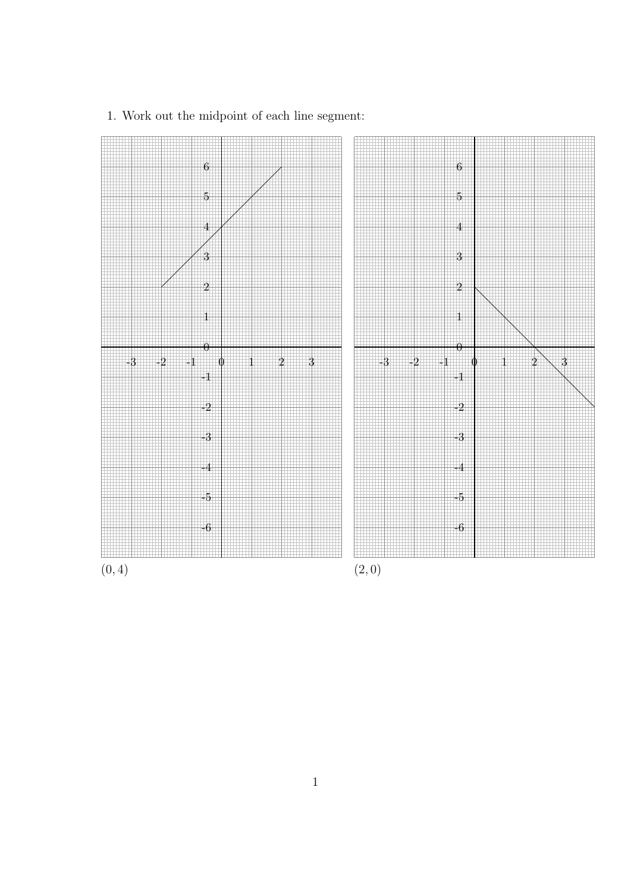1. Work out the midpoint of each line segment:

$(0, 4)$

$(2, 0)$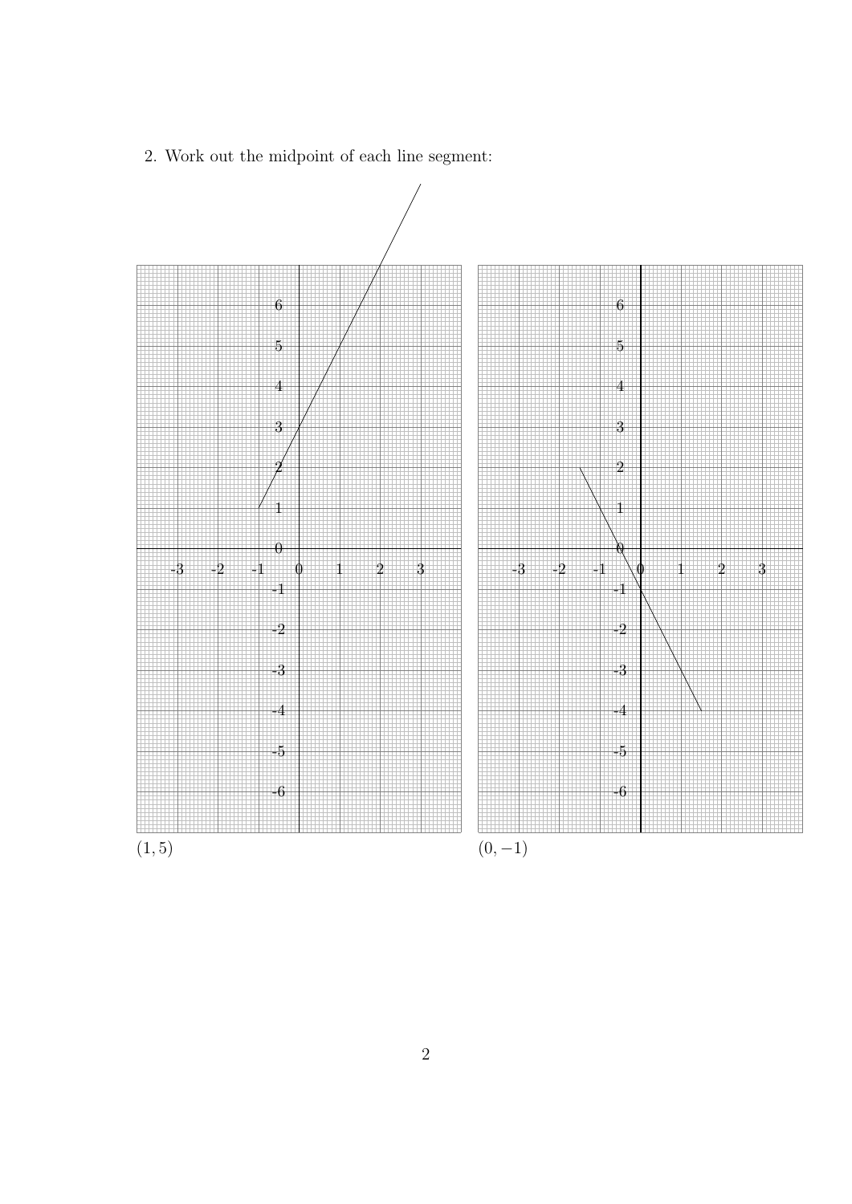2. Work out the midpoint of each line segment:

$(1, 5)$

$(0, -1)$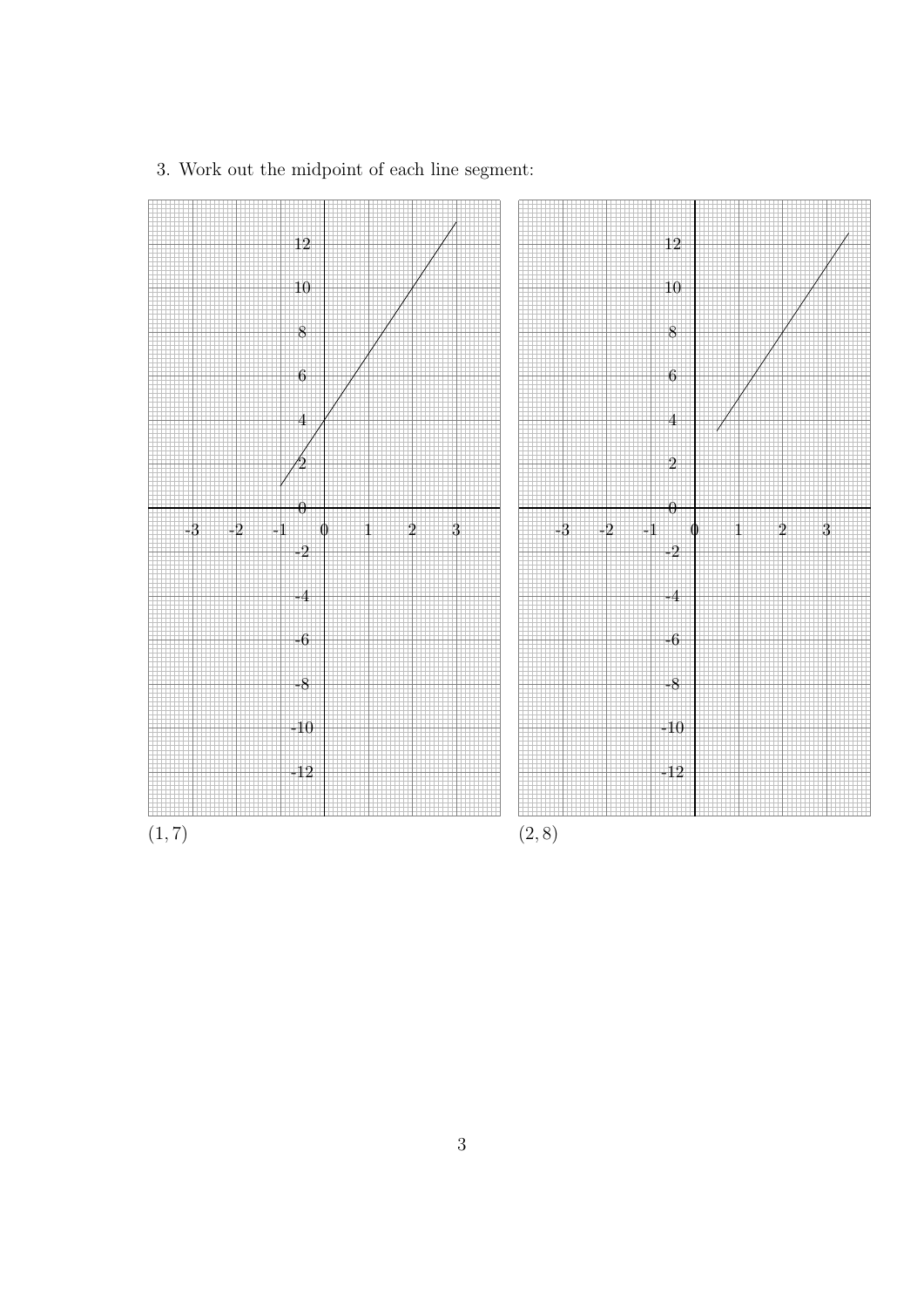3. Work out the midpoint of each line segment:

$(1, 7)$

$(2, 8)$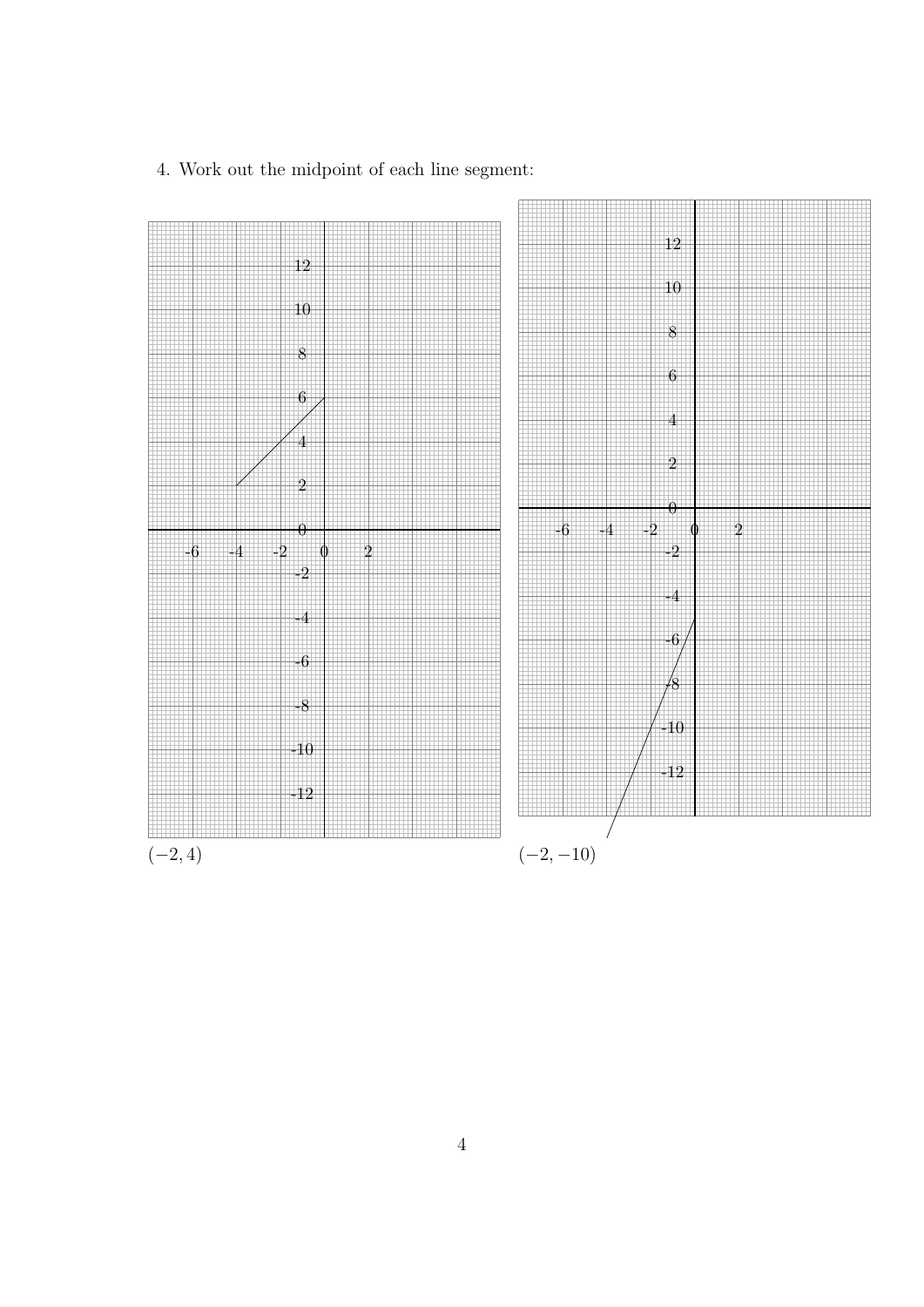4. Work out the midpoint of each line segment:

$(-2, 4)$

$(-2, -10)$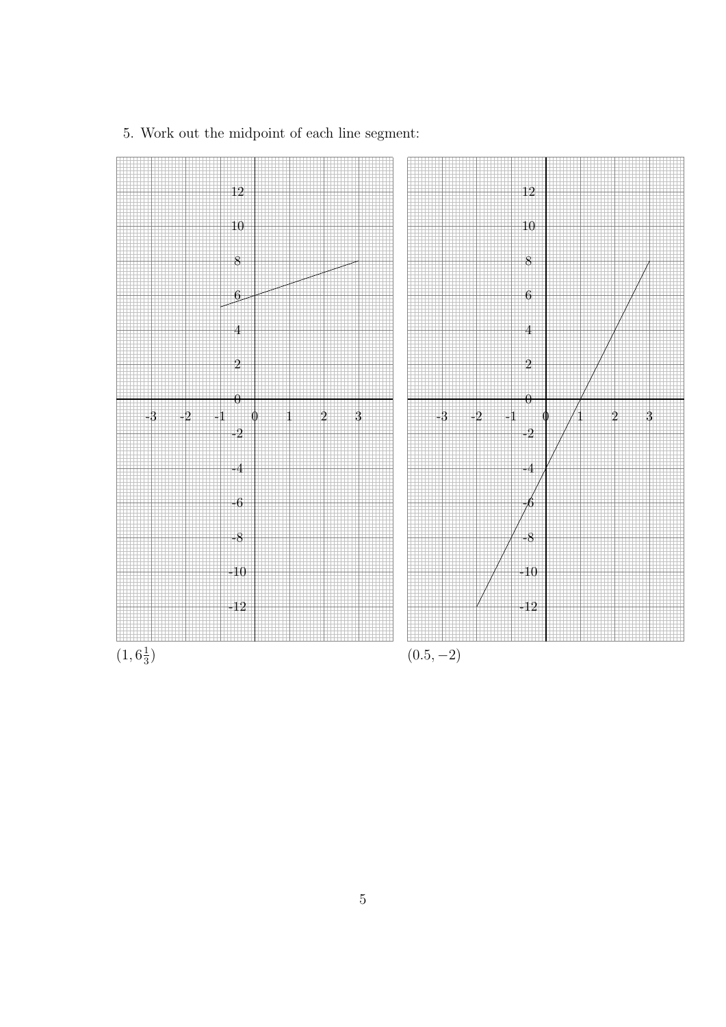5. Work out the midpoint of each line segment:

$(1, 6\frac{1}{3})$

$(0.5, -2)$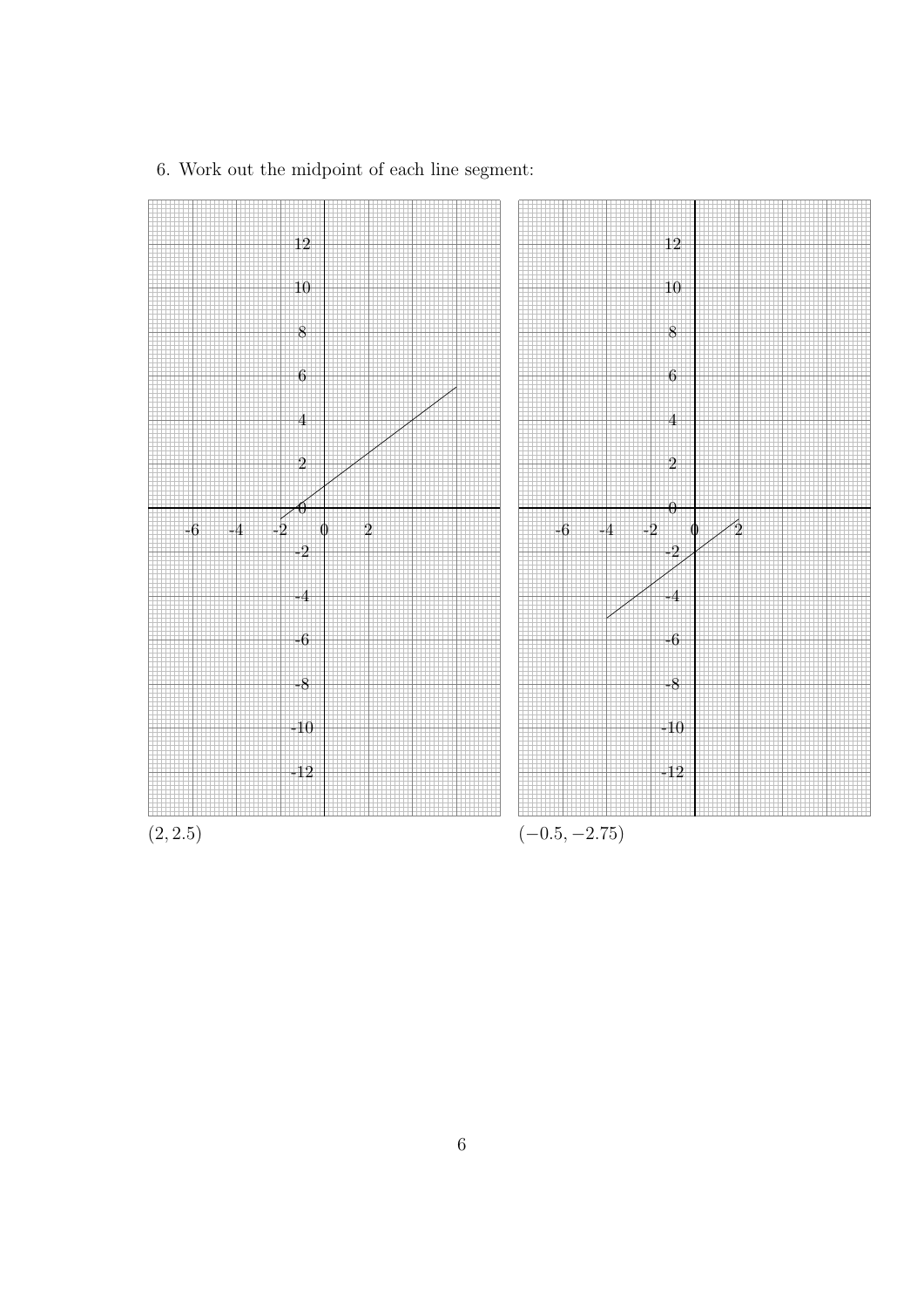6. Work out the midpoint of each line segment:

$(2, 2.5)$

$(-0.5, -2.75)$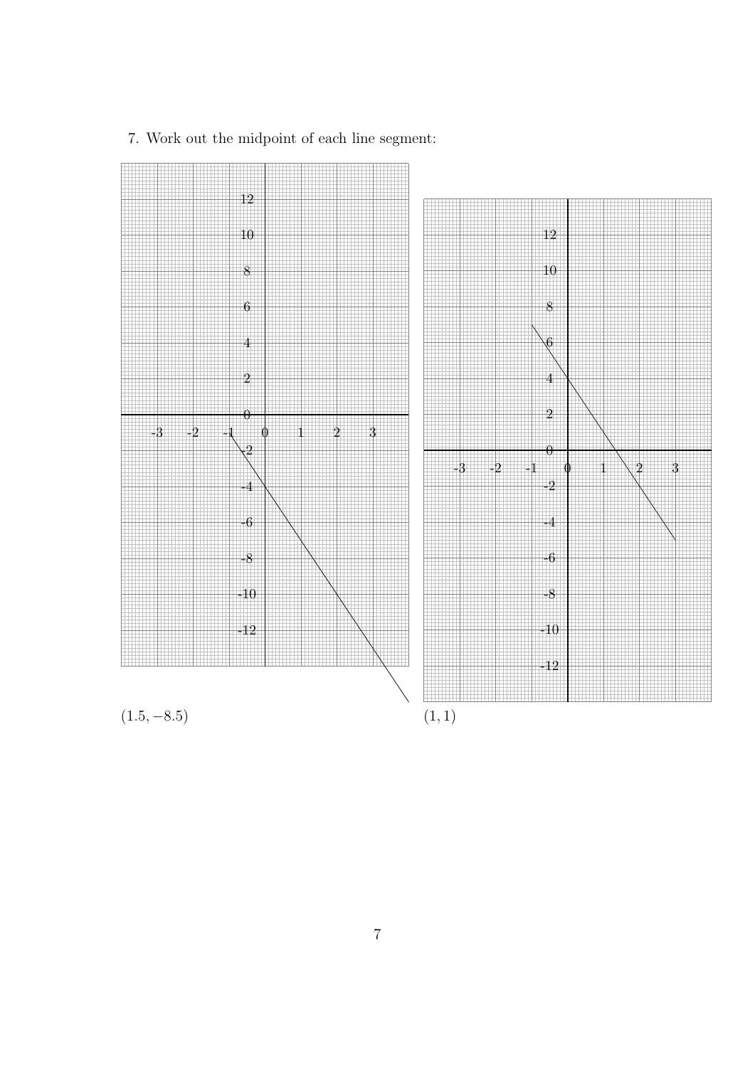7. Work out the midpoint of each line segment:

$(1.5, -8.5)$

$(1, 1)$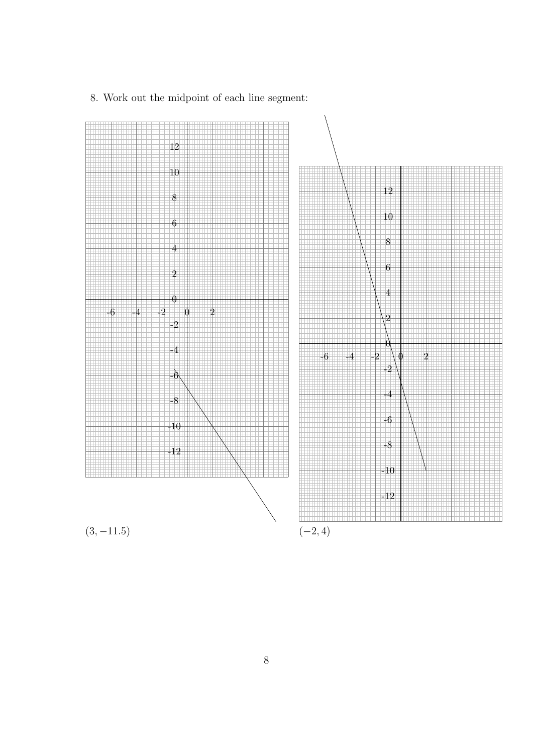8. Work out the midpoint of each line segment:

$(3, -11.5)$

$(-2, 4)$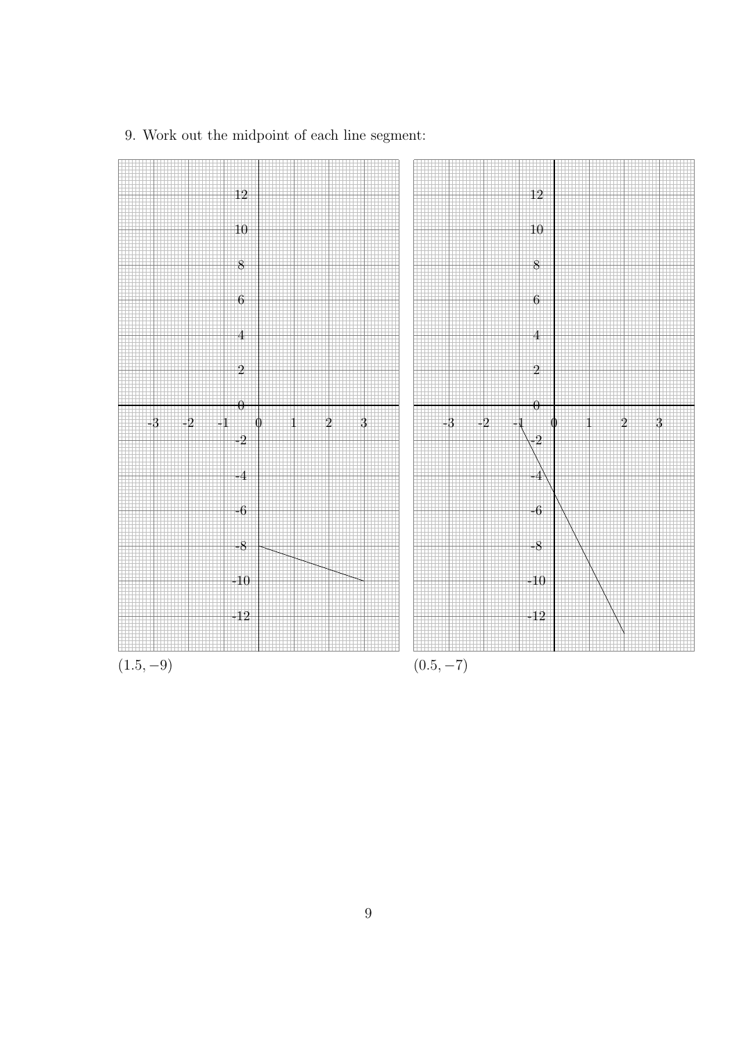9. Work out the midpoint of each line segment:

$(1.5, -9)$

$(0.5, -7)$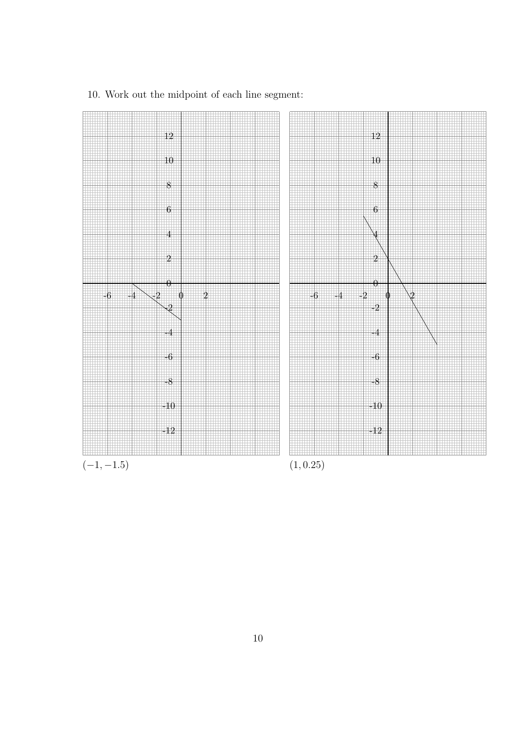10. Work out the midpoint of each line segment:

12
10
8
6
4
2
0
-2
-4
-6
-8
-10
-12

-6 -4 -2 0 2

$(-1, -1.5)$

12
10
8
6
4
2
0
-2
-4
-6
-8
-10
-12

-6 -4 -2 0 2

$(1, 0.25)$